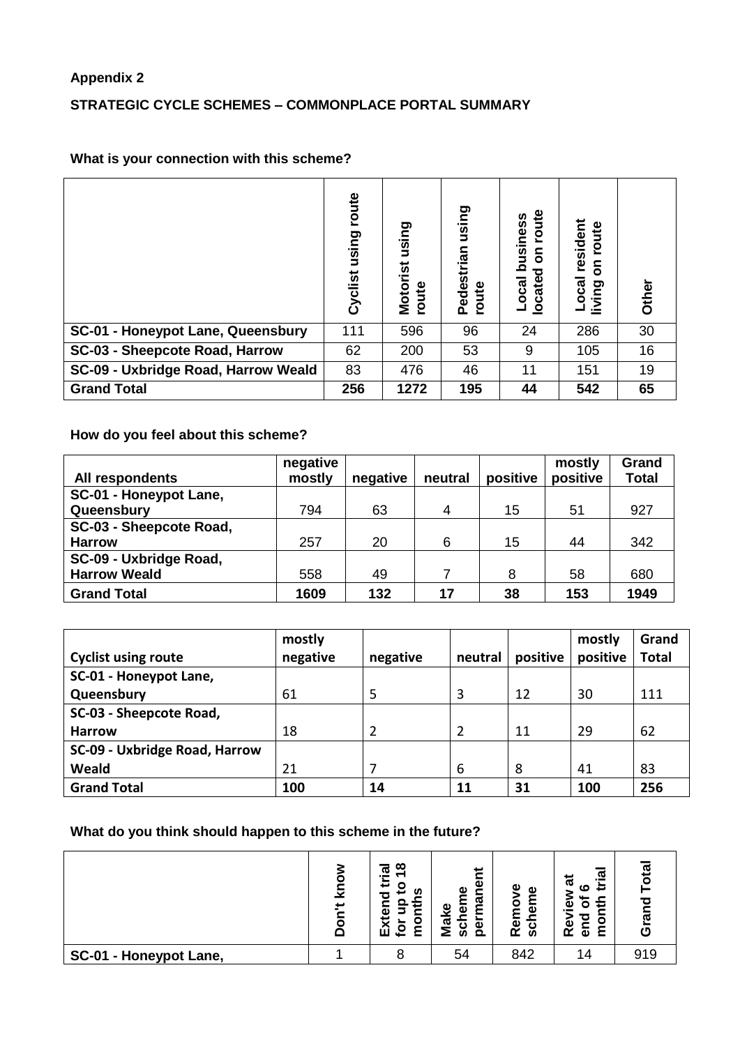**Appendix 2**

**STRATEGIC CYCLE SCHEMES – COMMONPLACE PORTAL SUMMARY**

**What is your connection with this scheme?**

| | Cyclist using route | Motorist using route | Pedestrian using route | Local business located on route | Local resident living on route | Other |
|---|---|---|---|---|---|---|
| **SC-01 - Honeypot Lane, Queensbury** | 111 | 596 | 96 | 24 | 286 | 30 |
| **SC-03 - Sheepcote Road, Harrow** | 62 | 200 | 53 | 9 | 105 | 16 |
| **SC-09 - Uxbridge Road, Harrow Weald** | 83 | 476 | 46 | 11 | 151 | 19 |
| **Grand Total** | **256** | **1272** | **195** | **44** | **542** | **65** |

**How do you feel about this scheme?**

| **All respondents** | **negative mostly** | **negative** | **neutral** | **positive** | **mostly positive** | **Grand Total** |
|---|---|---|---|---|---|---|
| **SC-01 - Honeypot Lane, Queensbury** | 794 | 63 | 4 | 15 | 51 | 927 |
| **SC-03 - Sheepcote Road, Harrow** | 257 | 20 | 6 | 15 | 44 | 342 |
| **SC-09 - Uxbridge Road, Harrow Weald** | 558 | 49 | 7 | 8 | 58 | 680 |
| **Grand Total** | **1609** | **132** | **17** | **38** | **153** | **1949** |

| **Cyclist using route** | **mostly negative** | **negative** | **neutral** | **positive** | **mostly positive** | **Grand Total** |
|---|---|---|---|---|---|---|
| **SC-01 - Honeypot Lane, Queensbury** | 61 | 5 | 3 | 12 | 30 | 111 |
| **SC-03 - Sheepcote Road, Harrow** | 18 | 2 | 2 | 11 | 29 | 62 |
| **SC-09 - Uxbridge Road, Harrow Weald** | 21 | 7 | 6 | 8 | 41 | 83 |
| **Grand Total** | **100** | **14** | **11** | **31** | **100** | **256** |

**What do you think should happen to this scheme in the future?**

| | Don't know | Extend trial for up to 18 months | Make scheme permanent | Remove scheme | Review at end of 6 month trial | Grand Total |
|---|---|---|---|---|---|---|
| **SC-01 - Honeypot Lane,** | 1 | 8 | 54 | 842 | 14 | 919 |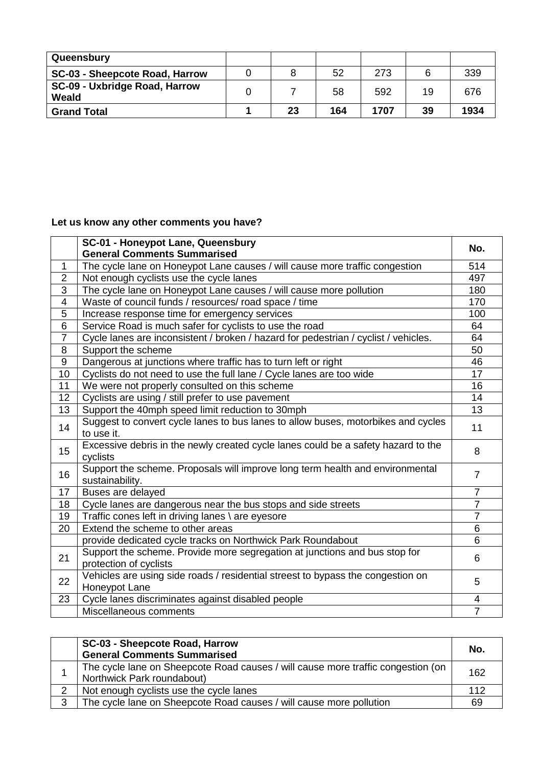| Queensbury | | | | | | |
|---|---|---|---|---|---|---|
| **SC-03 - Sheepcote Road, Harrow** | 0 | 8 | 52 | 273 | 6 | 339 |
| **SC-09 - Uxbridge Road, Harrow Weald** | 0 | 7 | 58 | 592 | 19 | 676 |
| **Grand Total** | **1** | **23** | **164** | **1707** | **39** | **1934** |

**Let us know any other comments you have?**

| | **SC-01 - Honeypot Lane, Queensbury General Comments Summarised** | **No.** |
|---|---|---|
| 1 | The cycle lane on Honeypot Lane causes / will cause more traffic congestion | 514 |
| 2 | Not enough cyclists use the cycle lanes | 497 |
| 3 | The cycle lane on Honeypot Lane causes / will cause more pollution | 180 |
| 4 | Waste of council funds / resources/ road space / time | 170 |
| 5 | Increase response time for emergency services | 100 |
| 6 | Service Road is much safer for cyclists to use the road | 64 |
| 7 | Cycle lanes are inconsistent / broken / hazard for pedestrian / cyclist / vehicles. | 64 |
| 8 | Support the scheme | 50 |
| 9 | Dangerous at junctions where traffic has to turn left or right | 46 |
| 10 | Cyclists do not need to use the full lane / Cycle lanes are too wide | 17 |
| 11 | We were not properly consulted on this scheme | 16 |
| 12 | Cyclists are using / still prefer to use pavement | 14 |
| 13 | Support the 40mph speed limit reduction to 30mph | 13 |
| 14 | Suggest to convert cycle lanes to bus lanes to allow buses, motorbikes and cycles to use it. | 11 |
| 15 | Excessive debris in the newly created cycle lanes could be a safety hazard to the cyclists | 8 |
| 16 | Support the scheme. Proposals will improve long term health and environmental sustainability. | 7 |
| 17 | Buses are delayed | 7 |
| 18 | Cycle lanes are dangerous near the bus stops and side streets | 7 |
| 19 | Traffic cones left in driving lanes \ are eyesore | 7 |
| 20 | Extend the scheme to other areas | 6 |
| | provide dedicated cycle tracks on Northwick Park Roundabout | 6 |
| 21 | Support the scheme. Provide more segregation at junctions and bus stop for protection of cyclists | 6 |
| 22 | Vehicles are using side roads / residential street to bypass the congestion on Honeypot Lane | 5 |
| 23 | Cycle lanes discriminates against disabled people | 4 |
| | Miscellaneous comments | 7 |

| | **SC-03 - Sheepcote Road, Harrow General Comments Summarised** | **No.** |
|---|---|---|
| 1 | The cycle lane on Sheepcote Road causes / will cause more traffic congestion (on Northwick Park roundabout) | 162 |
| 2 | Not enough cyclists use the cycle lanes | 112 |
| 3 | The cycle lane on Sheepcote Road causes / will cause more pollution | 69 |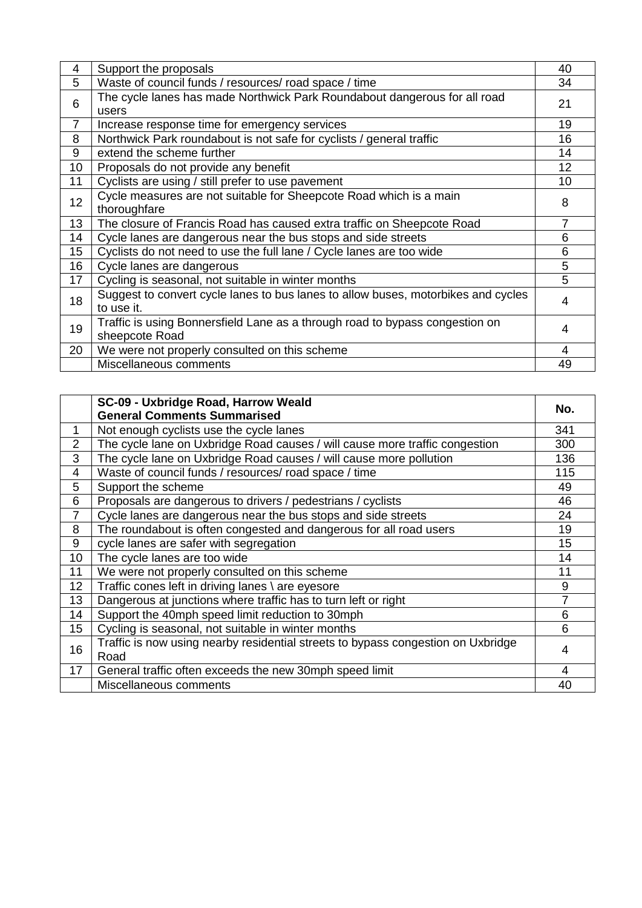| | | |
|---|---|---|
| 4 | Support the proposals | 40 |
| 5 | Waste of council funds / resources/ road space / time | 34 |
| 6 | The cycle lanes has made Northwick Park Roundabout dangerous for all road users | 21 |
| 7 | Increase response time for emergency services | 19 |
| 8 | Northwick Park roundabout is not safe for cyclists / general traffic | 16 |
| 9 | extend the scheme further | 14 |
| 10 | Proposals do not provide any benefit | 12 |
| 11 | Cyclists are using / still prefer to use pavement | 10 |
| 12 | Cycle measures are not suitable for Sheepcote Road which is a main thoroughfare | 8 |
| 13 | The closure of Francis Road has caused extra traffic on Sheepcote Road | 7 |
| 14 | Cycle lanes are dangerous near the bus stops and side streets | 6 |
| 15 | Cyclists do not need to use the full lane / Cycle lanes are too wide | 6 |
| 16 | Cycle lanes are dangerous | 5 |
| 17 | Cycling is seasonal, not suitable in winter months | 5 |
| 18 | Suggest to convert cycle lanes to bus lanes to allow buses, motorbikes and cycles to use it. | 4 |
| 19 | Traffic is using Bonnersfield Lane as a through road to bypass congestion on sheepcote Road | 4 |
| 20 | We were not properly consulted on this scheme | 4 |
| | Miscellaneous comments | 49 |

| | **SC-09 - Uxbridge Road, Harrow Weald**<br>**General Comments Summarised** | **No.** |
|---|---|---|
| 1 | Not enough cyclists use the cycle lanes | 341 |
| 2 | The cycle lane on Uxbridge Road causes / will cause more traffic congestion | 300 |
| 3 | The cycle lane on Uxbridge Road causes / will cause more pollution | 136 |
| 4 | Waste of council funds / resources/ road space / time | 115 |
| 5 | Support the scheme | 49 |
| 6 | Proposals are dangerous to drivers / pedestrians / cyclists | 46 |
| 7 | Cycle lanes are dangerous near the bus stops and side streets | 24 |
| 8 | The roundabout is often congested and dangerous for all road users | 19 |
| 9 | cycle lanes are safer with segregation | 15 |
| 10 | The cycle lanes are too wide | 14 |
| 11 | We were not properly consulted on this scheme | 11 |
| 12 | Traffic cones left in driving lanes \ are eyesore | 9 |
| 13 | Dangerous at junctions where traffic has to turn left or right | 7 |
| 14 | Support the 40mph speed limit reduction to 30mph | 6 |
| 15 | Cycling is seasonal, not suitable in winter months | 6 |
| 16 | Traffic is now using nearby residential streets to bypass congestion on Uxbridge Road | 4 |
| 17 | General traffic often exceeds the new 30mph speed limit | 4 |
| | Miscellaneous comments | 40 |